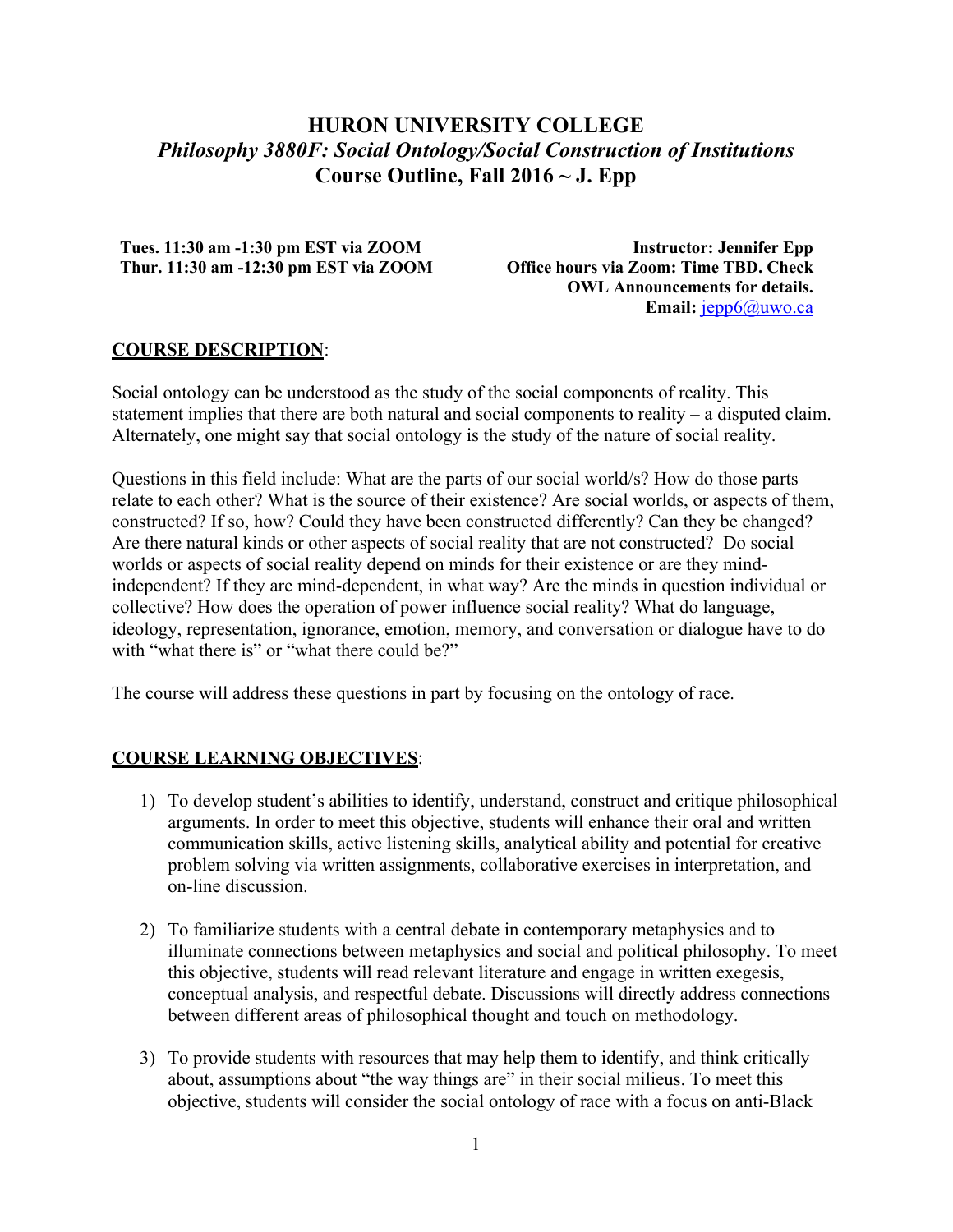# HURON UNIVERSITY COLLEGE

## *Philosophy 3880F: Social Ontology/Social Construction of Institutions*

## Course Outline, Fall 2016 ~ J. Epp

**Tues. 11:30 am -1:30 pm EST via ZOOM**
**Thur. 11:30 am -12:30 pm EST via ZOOM**

**Instructor: Jennifer Epp**
**Office hours via Zoom: Time TBD. Check OWL Announcements for details.**
**Email:** jepp6@uwo.ca

**COURSE DESCRIPTION**:

Social ontology can be understood as the study of the social components of reality. This statement implies that there are both natural and social components to reality – a disputed claim. Alternately, one might say that social ontology is the study of the nature of social reality.

Questions in this field include: What are the parts of our social world/s? How do those parts relate to each other? What is the source of their existence? Are social worlds, or aspects of them, constructed? If so, how? Could they have been constructed differently? Can they be changed? Are there natural kinds or other aspects of social reality that are not constructed? Do social worlds or aspects of social reality depend on minds for their existence or are they mind-independent? If they are mind-dependent, in what way? Are the minds in question individual or collective? How does the operation of power influence social reality? What do language, ideology, representation, ignorance, emotion, memory, and conversation or dialogue have to do with "what there is" or "what there could be?"

The course will address these questions in part by focusing on the ontology of race.

**COURSE LEARNING OBJECTIVES**:

1) To develop student's abilities to identify, understand, construct and critique philosophical arguments. In order to meet this objective, students will enhance their oral and written communication skills, active listening skills, analytical ability and potential for creative problem solving via written assignments, collaborative exercises in interpretation, and on-line discussion.

2) To familiarize students with a central debate in contemporary metaphysics and to illuminate connections between metaphysics and social and political philosophy. To meet this objective, students will read relevant literature and engage in written exegesis, conceptual analysis, and respectful debate. Discussions will directly address connections between different areas of philosophical thought and touch on methodology.

3) To provide students with resources that may help them to identify, and think critically about, assumptions about "the way things are" in their social milieus. To meet this objective, students will consider the social ontology of race with a focus on anti-Black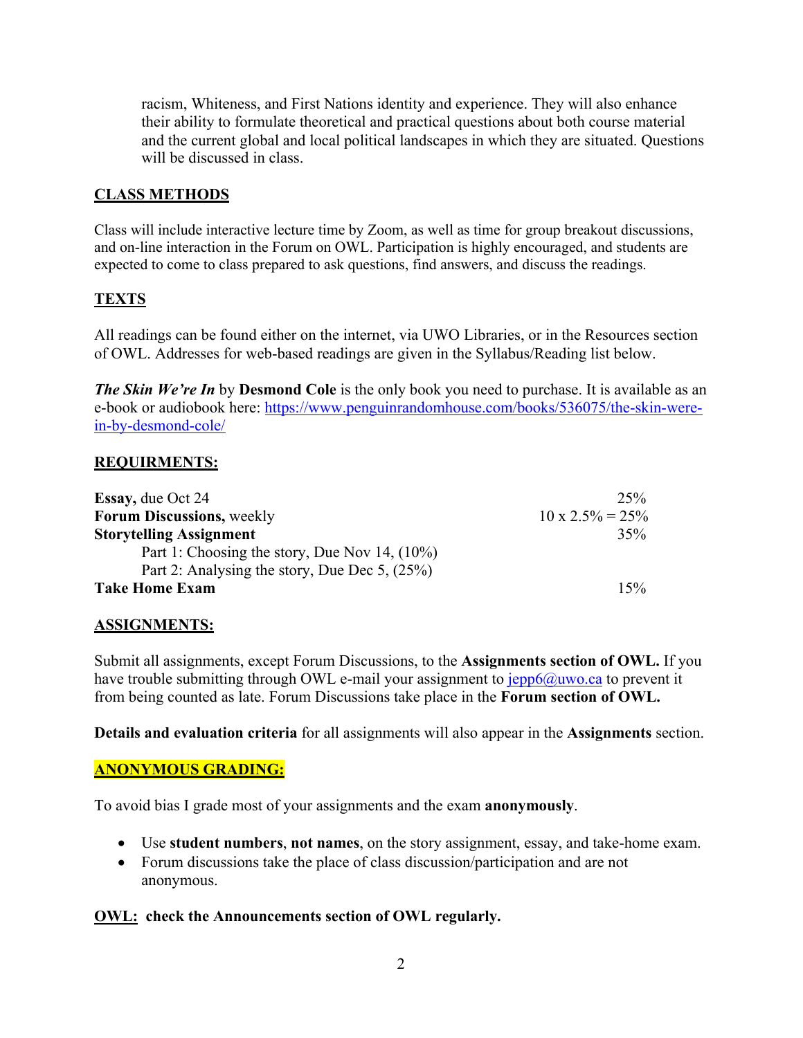racism, Whiteness, and First Nations identity and experience. They will also enhance their ability to formulate theoretical and practical questions about both course material and the current global and local political landscapes in which they are situated. Questions will be discussed in class.

## CLASS METHODS

Class will include interactive lecture time by Zoom, as well as time for group breakout discussions, and on-line interaction in the Forum on OWL. Participation is highly encouraged, and students are expected to come to class prepared to ask questions, find answers, and discuss the readings.

## TEXTS

All readings can be found either on the internet, via UWO Libraries, or in the Resources section of OWL. Addresses for web-based readings are given in the Syllabus/Reading list below.

***The Skin We're In*** by **Desmond Cole** is the only book you need to purchase. It is available as an e-book or audiobook here: https://www.penguinrandomhouse.com/books/536075/the-skin-were-in-by-desmond-cole/

## REQUIRMENTS:

| | |
|---|---|
| **Essay,** due Oct 24 | 25% |
| **Forum Discussions,** weekly | 10 x 2.5% = 25% |
| **Storytelling Assignment** | 35% |
| Part 1: Choosing the story, Due Nov 14, (10%) | |
| Part 2: Analysing the story, Due Dec 5, (25%) | |
| **Take Home Exam** | 15% |

## ASSIGNMENTS:

Submit all assignments, except Forum Discussions, to the **Assignments section of OWL.** If you have trouble submitting through OWL e-mail your assignment to jepp6@uwo.ca to prevent it from being counted as late. Forum Discussions take place in the **Forum section of OWL.**

**Details and evaluation criteria** for all assignments will also appear in the **Assignments** section.

## ANONYMOUS GRADING:

To avoid bias I grade most of your assignments and the exam **anonymously**.

- Use **student numbers**, **not names**, on the story assignment, essay, and take-home exam.
- Forum discussions take the place of class discussion/participation and are not anonymous.

**OWL: check the Announcements section of OWL regularly.**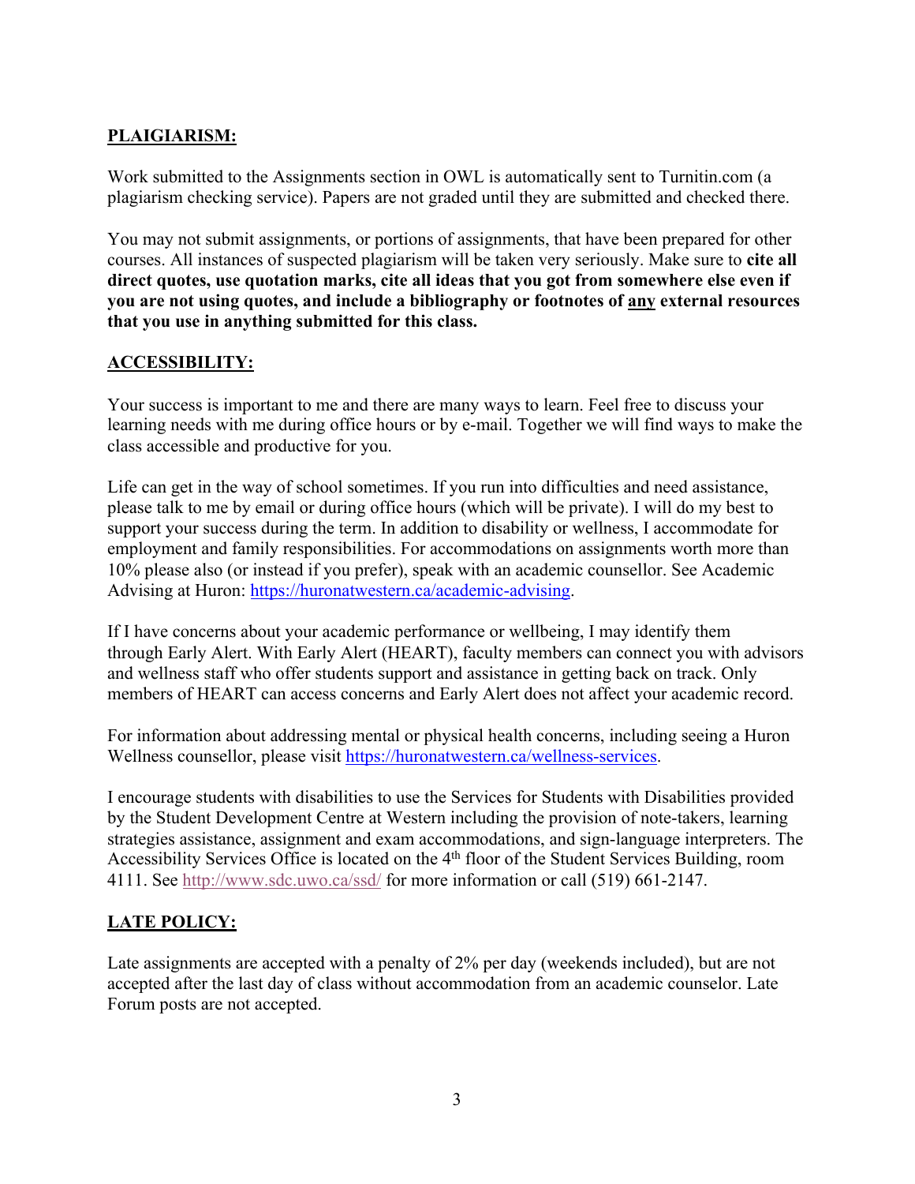## PLAIGIARISM:

Work submitted to the Assignments section in OWL is automatically sent to Turnitin.com (a plagiarism checking service). Papers are not graded until they are submitted and checked there.

You may not submit assignments, or portions of assignments, that have been prepared for other courses. All instances of suspected plagiarism will be taken very seriously. Make sure to **cite all direct quotes, use quotation marks, cite all ideas that you got from somewhere else even if you are not using quotes, and include a bibliography or footnotes of <u>any</u> external resources that you use in anything submitted for this class.**

## ACCESSIBILITY:

Your success is important to me and there are many ways to learn. Feel free to discuss your learning needs with me during office hours or by e-mail. Together we will find ways to make the class accessible and productive for you.

Life can get in the way of school sometimes. If you run into difficulties and need assistance, please talk to me by email or during office hours (which will be private). I will do my best to support your success during the term. In addition to disability or wellness, I accommodate for employment and family responsibilities. For accommodations on assignments worth more than 10% please also (or instead if you prefer), speak with an academic counsellor. See Academic Advising at Huron: https://huronatwestern.ca/academic-advising.

If I have concerns about your academic performance or wellbeing, I may identify them through Early Alert. With Early Alert (HEART), faculty members can connect you with advisors and wellness staff who offer students support and assistance in getting back on track. Only members of HEART can access concerns and Early Alert does not affect your academic record.

For information about addressing mental or physical health concerns, including seeing a Huron Wellness counsellor, please visit https://huronatwestern.ca/wellness-services.

I encourage students with disabilities to use the Services for Students with Disabilities provided by the Student Development Centre at Western including the provision of note-takers, learning strategies assistance, assignment and exam accommodations, and sign-language interpreters. The Accessibility Services Office is located on the 4th floor of the Student Services Building, room 4111. See http://www.sdc.uwo.ca/ssd/ for more information or call (519) 661-2147.

## LATE POLICY:

Late assignments are accepted with a penalty of 2% per day (weekends included), but are not accepted after the last day of class without accommodation from an academic counselor. Late Forum posts are not accepted.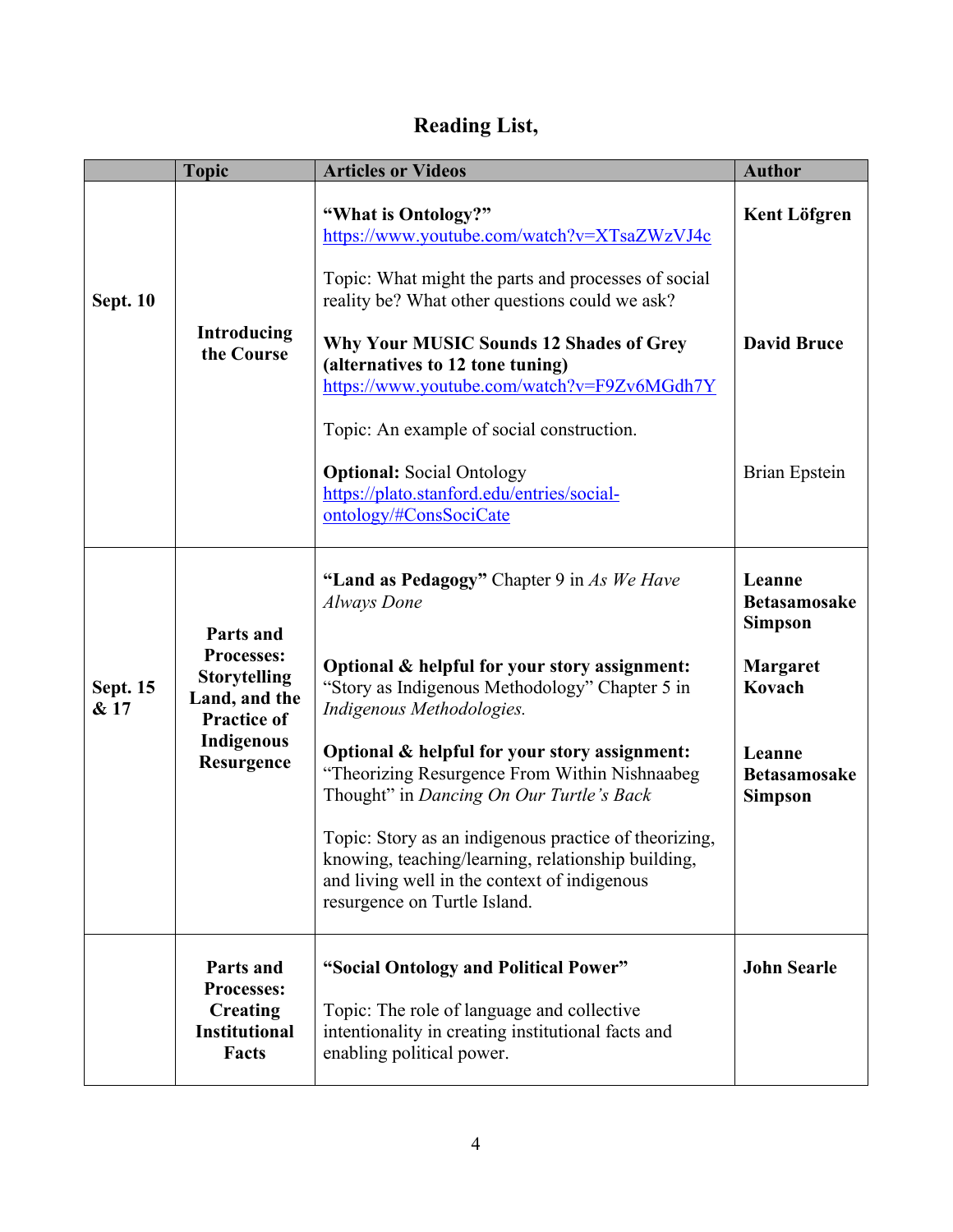## Reading List,

| | Topic | Articles or Videos | Author |
|---|---|---|---|
| **Sept. 10** | **Introducing the Course** | **"What is Ontology?"** https://www.youtube.com/watch?v=XTsaZWzVJ4c<br><br>Topic: What might the parts and processes of social reality be? What other questions could we ask?<br><br>**Why Your MUSIC Sounds 12 Shades of Grey (alternatives to 12 tone tuning)** https://www.youtube.com/watch?v=F9Zv6MGdh7Y<br><br>Topic: An example of social construction.<br><br>**Optional:** Social Ontology https://plato.stanford.edu/entries/social-ontology/#ConsSociCate | **Kent Löfgren**<br><br><br><br>**David Bruce**<br><br><br><br>Brian Epstein |
| **Sept. 15 & 17** | **Parts and Processes: Storytelling Land, and the Practice of Indigenous Resurgence** | **"Land as Pedagogy"** Chapter 9 in *As We Have Always Done*<br><br>**Optional & helpful for your story assignment:** "Story as Indigenous Methodology" Chapter 5 in *Indigenous Methodologies.*<br><br>**Optional & helpful for your story assignment:** "Theorizing Resurgence From Within Nishnaabeg Thought" in *Dancing On Our Turtle's Back*<br><br>Topic: Story as an indigenous practice of theorizing, knowing, teaching/learning, relationship building, and living well in the context of indigenous resurgence on Turtle Island. | **Leanne Betasamosake Simpson**<br><br>**Margaret Kovach**<br><br><br>**Leanne Betasamosake Simpson** |
| | **Parts and Processes: Creating Institutional Facts** | **"Social Ontology and Political Power"**<br><br>Topic: The role of language and collective intentionality in creating institutional facts and enabling political power. | **John Searle** |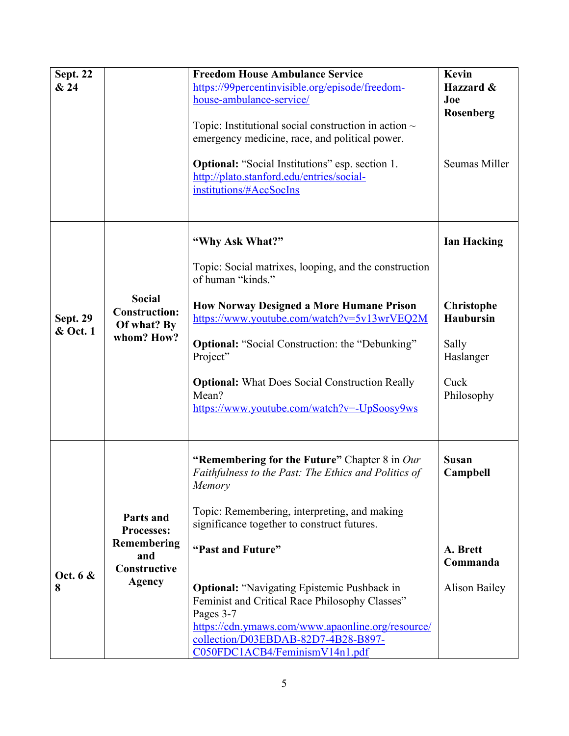| | | | |
|---|---|---|---|
| **Sept. 22 & 24** | | **Freedom House Ambulance Service** [https://99percentinvisible.org/episode/freedom-house-ambulance-service/](https://99percentinvisible.org/episode/freedom-house-ambulance-service/)<br><br>Topic: Institutional social construction in action ~ emergency medicine, race, and political power.<br><br>**Optional:** "Social Institutions" esp. section 1. [http://plato.stanford.edu/entries/social-institutions/#AccSocIns](http://plato.stanford.edu/entries/social-institutions/#AccSocIns) | **Kevin Hazzard & Joe Rosenberg**<br><br>Seumas Miller |
| **Sept. 29 & Oct. 1** | **Social Construction: Of what? By whom? How?** | **"Why Ask What?"**<br><br>Topic: Social matrixes, looping, and the construction of human "kinds."<br><br>**How Norway Designed a More Humane Prison** [https://www.youtube.com/watch?v=5v13wrVEQ2M](https://www.youtube.com/watch?v=5v13wrVEQ2M)<br><br>**Optional:** "Social Construction: the "Debunking" Project"<br><br>**Optional:** What Does Social Construction Really Mean? [https://www.youtube.com/watch?v=-UpSoosy9ws](https://www.youtube.com/watch?v=-UpSoosy9ws) | **Ian Hacking**<br><br>**Christophe Haubursin**<br><br>Sally Haslanger<br><br>Cuck Philosophy |
| **Oct. 6 & 8** | **Parts and Processes: Remembering and Constructive Agency** | **"Remembering for the Future"** Chapter 8 in *Our Faithfulness to the Past: The Ethics and Politics of Memory*<br><br>Topic: Remembering, interpreting, and making significance together to construct futures.<br><br>**"Past and Future"**<br><br>**Optional:** "Navigating Epistemic Pushback in Feminist and Critical Race Philosophy Classes" Pages 3-7 [https://cdn.ymaws.com/www.apaonline.org/resource/collection/D03EBDAB-82D7-4B28-B897-C050FDC1ACB4/FeminismV14n1.pdf](https://cdn.ymaws.com/www.apaonline.org/resource/collection/D03EBDAB-82D7-4B28-B897-C050FDC1ACB4/FeminismV14n1.pdf) | **Susan Campbell**<br><br>**A. Brett Commanda**<br><br>Alison Bailey |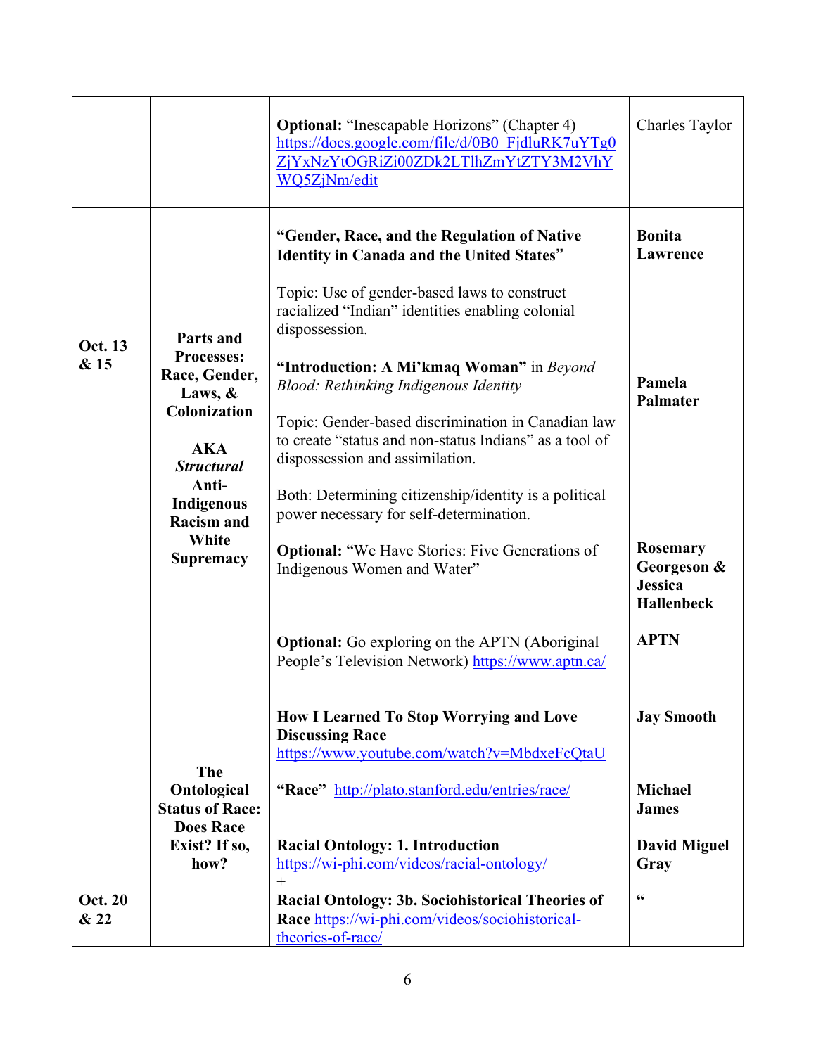| | | | |
|---|---|---|---|
| | | **Optional:** "Inescapable Horizons" (Chapter 4) https://docs.google.com/file/d/0B0_FjdluRK7uYTg0ZjYxNzYtOGRiZi00ZDk2LTlhZmYtZTY3M2VhYWQ5ZjNm/edit | Charles Taylor |
| **Oct. 13 & 15** | **Parts and Processes: Race, Gender, Laws, & Colonization**<br><br>**AKA *Structural* Anti-Indigenous Racism and White Supremacy** | **"Gender, Race, and the Regulation of Native Identity in Canada and the United States"**<br><br>Topic: Use of gender-based laws to construct racialized "Indian" identities enabling colonial dispossession.<br><br>**"Introduction: A Mi'kmaq Woman"** in *Beyond Blood: Rethinking Indigenous Identity*<br><br>Topic: Gender-based discrimination in Canadian law to create "status and non-status Indians" as a tool of dispossession and assimilation.<br><br>Both: Determining citizenship/identity is a political power necessary for self-determination.<br><br>**Optional:** "We Have Stories: Five Generations of Indigenous Women and Water"<br><br>**Optional:** Go exploring on the APTN (Aboriginal People's Television Network) https://www.aptn.ca/ | **Bonita Lawrence**<br><br>**Pamela Palmater**<br><br>**Rosemary Georgeson & Jessica Hallenbeck**<br><br>**APTN** |
| **Oct. 20 & 22** | **The Ontological Status of Race: Does Race Exist? If so, how?** | **How I Learned To Stop Worrying and Love Discussing Race** https://www.youtube.com/watch?v=MbdxeFcQtaU<br><br>**"Race"** http://plato.stanford.edu/entries/race/<br><br>**Racial Ontology: 1. Introduction** https://wi-phi.com/videos/racial-ontology/<br>+<br>**Racial Ontology: 3b. Sociohistorical Theories of Race** https://wi-phi.com/videos/sociohistorical-theories-of-race/ | **Jay Smooth**<br><br>**Michael James**<br><br>**David Miguel Gray**<br><br>" |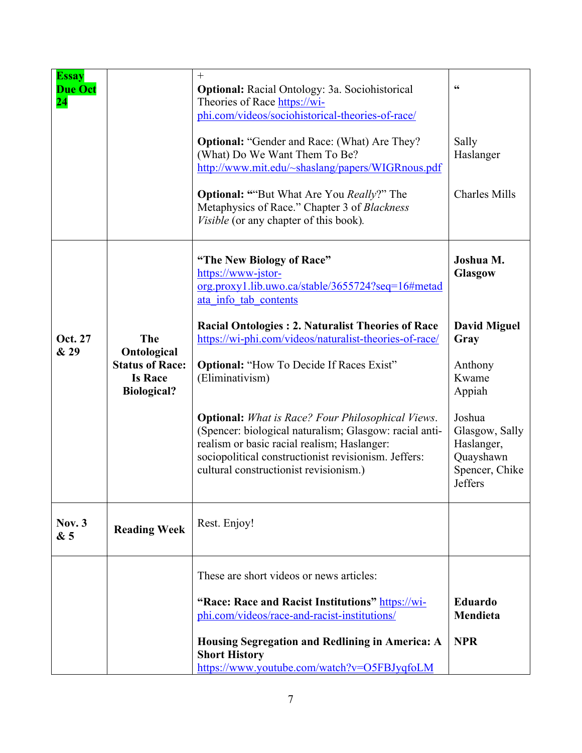| | | | |
|---|---|---|---|
| **Essay Due Oct 24** | | + <br>**Optional:** Racial Ontology: 3a. Sociohistorical Theories of Race https://wi-phi.com/videos/sociohistorical-theories-of-race/ <br><br>**Optional:** “Gender and Race: (What) Are They? (What) Do We Want Them To Be? http://www.mit.edu/~shaslang/papers/WIGRnous.pdf <br><br>**Optional:** "“But What Are You *Really*?” The Metaphysics of Race.” Chapter 3 of *Blackness Visible* (or any chapter of this book). | “ <br><br><br>Sally Haslanger <br><br><br>Charles Mills |
| **Oct. 27 & 29** | **The Ontological Status of Race: Is Race Biological?** | **“The New Biology of Race”** https://www-jstor-org.proxy1.lib.uwo.ca/stable/3655724?seq=16#metadata_info_tab_contents <br><br>**Racial Ontologies : 2. Naturalist Theories of Race** https://wi-phi.com/videos/naturalist-theories-of-race/ <br><br>**Optional:** “How To Decide If Races Exist” (Eliminativism) <br><br>**Optional:** *What is Race? Four Philosophical Views*. (Spencer: biological naturalism; Glasgow: racial anti-realism or basic racial realism; Haslanger: sociopolitical constructionist revisionism. Jeffers: cultural constructionist revisionism.) | **Joshua M. Glasgow** <br><br><br>**David Miguel Gray** <br><br>Anthony Kwame Appiah <br><br>Joshua Glasgow, Sally Haslanger, Quayshawn Spencer, Chike Jeffers |
| **Nov. 3 & 5** | **Reading Week** | Rest. Enjoy! | |
| | | These are short videos or news articles: <br><br>**“Race: Race and Racist Institutions”** https://wi-phi.com/videos/race-and-racist-institutions/ <br><br>**Housing Segregation and Redlining in America: A Short History** https://www.youtube.com/watch?v=O5FBJyqfoLM | <br><br>**Eduardo Mendieta** <br><br>**NPR** |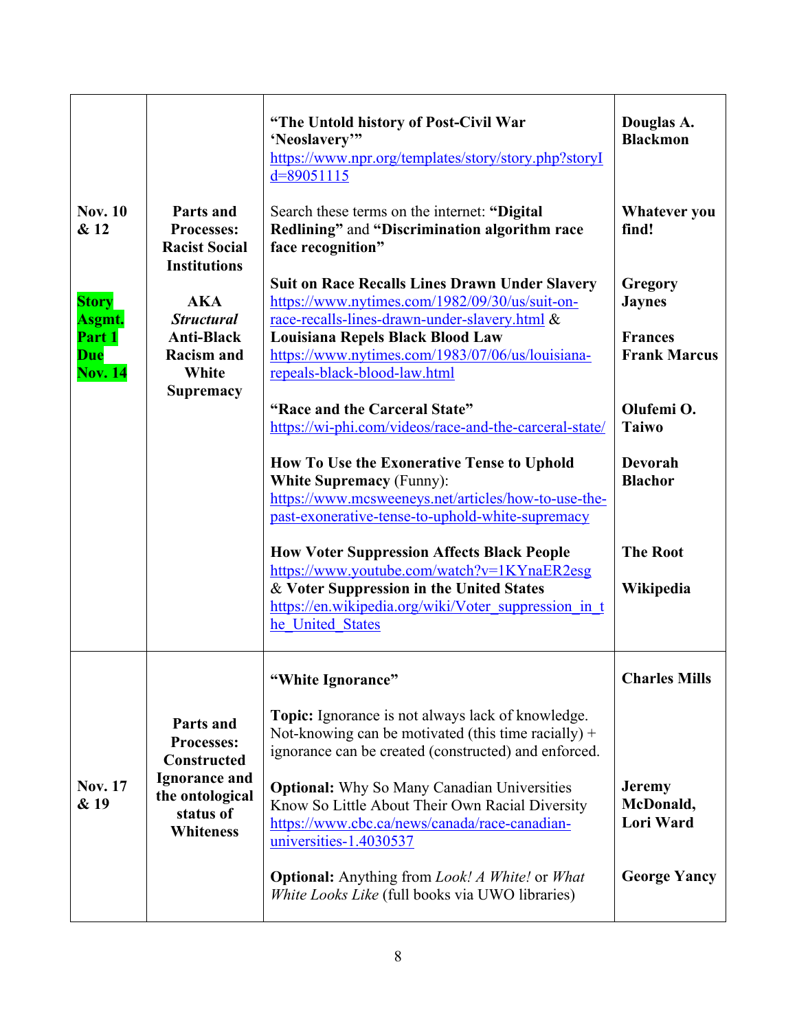| | | | |
|---|---|---|---|
| **Nov. 10 & 12**<br><br>**Story Asgmt. Part 1 Due Nov. 14** | **Parts and Processes: Racist Social Institutions**<br><br>**AKA *Structural* Anti-Black Racism and White Supremacy** | **"The Untold history of Post-Civil War 'Neoslavery'"** https://www.npr.org/templates/story/story.php?storyId=89051115<br><br>Search these terms on the internet: **"Digital Redlining"** and **"Discrimination algorithm race face recognition"**<br><br>**Suit on Race Recalls Lines Drawn Under Slavery** https://www.nytimes.com/1982/09/30/us/suit-on-race-recalls-lines-drawn-under-slavery.html & **Louisiana Repels Black Blood Law** https://www.nytimes.com/1983/07/06/us/louisiana-repeals-black-blood-law.html<br><br>**"Race and the Carceral State"** https://wi-phi.com/videos/race-and-the-carceral-state/<br><br>**How To Use the Exonerative Tense to Uphold White Supremacy** (Funny): https://www.mcsweeneys.net/articles/how-to-use-the-past-exonerative-tense-to-uphold-white-supremacy<br><br>**How Voter Suppression Affects Black People** https://www.youtube.com/watch?v=1KYnaER2esg & **Voter Suppression in the United States** https://en.wikipedia.org/wiki/Voter_suppression_in_the_United_States | **Douglas A. Blackmon**<br><br>**Whatever you find!**<br><br>**Gregory Jaynes**<br><br>**Frances Frank Marcus**<br><br>**Olufemi O. Taiwo**<br><br>**Devorah Blachor**<br><br>**The Root**<br><br>**Wikipedia** |
| **Nov. 17 & 19** | **Parts and Processes: Constructed Ignorance and the ontological status of Whiteness** | **"White Ignorance"**<br><br>**Topic:** Ignorance is not always lack of knowledge. Not-knowing can be motivated (this time racially) + ignorance can be created (constructed) and enforced.<br><br>**Optional:** Why So Many Canadian Universities Know So Little About Their Own Racial Diversity https://www.cbc.ca/news/canada/race-canadian-universities-1.4030537<br><br>**Optional:** Anything from *Look! A White!* or *What White Looks Like* (full books via UWO libraries) | **Charles Mills**<br><br>**Jeremy McDonald, Lori Ward**<br><br>**George Yancy** |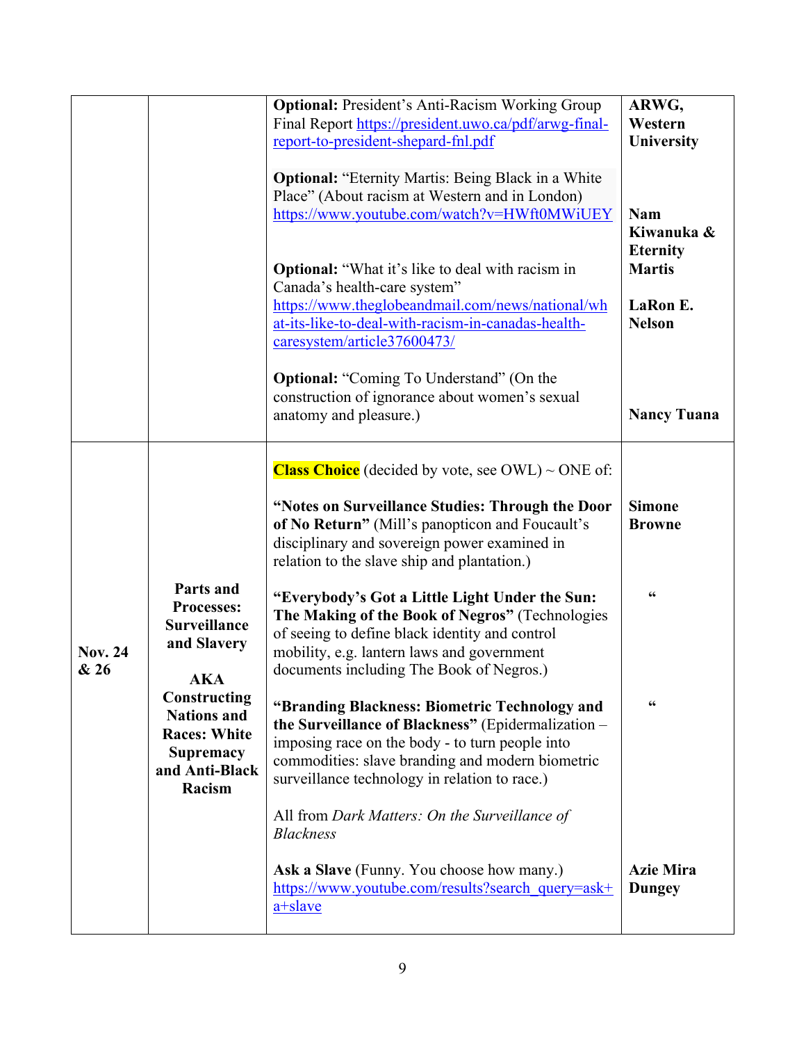| | | | |
|---|---|---|---|
| | | **Optional:** President's Anti-Racism Working Group Final Report https://president.uwo.ca/pdf/arwg-final-report-to-president-shepard-fnl.pdf<br><br>**Optional:** "Eternity Martis: Being Black in a White Place" (About racism at Western and in London) https://www.youtube.com/watch?v=HWft0MWiUEY<br><br>**Optional:** "What it's like to deal with racism in Canada's health-care system" https://www.theglobeandmail.com/news/national/what-its-like-to-deal-with-racism-in-canadas-health-caresystem/article37600473/<br><br>**Optional:** "Coming To Understand" (On the construction of ignorance about women's sexual anatomy and pleasure.) | **ARWG, Western University**<br><br>**Nam Kiwanuka & Eternity Martis**<br><br>**LaRon E. Nelson**<br><br>**Nancy Tuana** |
| **Nov. 24 & 26** | **Parts and Processes: Surveillance and Slavery**<br><br>**AKA Constructing Nations and Races: White Supremacy and Anti-Black Racism** | **Class Choice** (decided by vote, see OWL) ~ ONE of:<br><br>**"Notes on Surveillance Studies: Through the Door of No Return"** (Mill's panopticon and Foucault's disciplinary and sovereign power examined in relation to the slave ship and plantation.)<br><br>**"Everybody's Got a Little Light Under the Sun: The Making of the Book of Negros"** (Technologies of seeing to define black identity and control mobility, e.g. lantern laws and government documents including The Book of Negros.)<br><br>**"Branding Blackness: Biometric Technology and the Surveillance of Blackness"** (Epidermalization – imposing race on the body - to turn people into commodities: slave branding and modern biometric surveillance technology in relation to race.)<br><br>All from *Dark Matters: On the Surveillance of Blackness*<br><br>**Ask a Slave** (Funny. You choose how many.) https://www.youtube.com/results?search_query=ask+a+slave | **Simone Browne**<br><br>"<br><br>"<br><br>**Azie Mira Dungey** |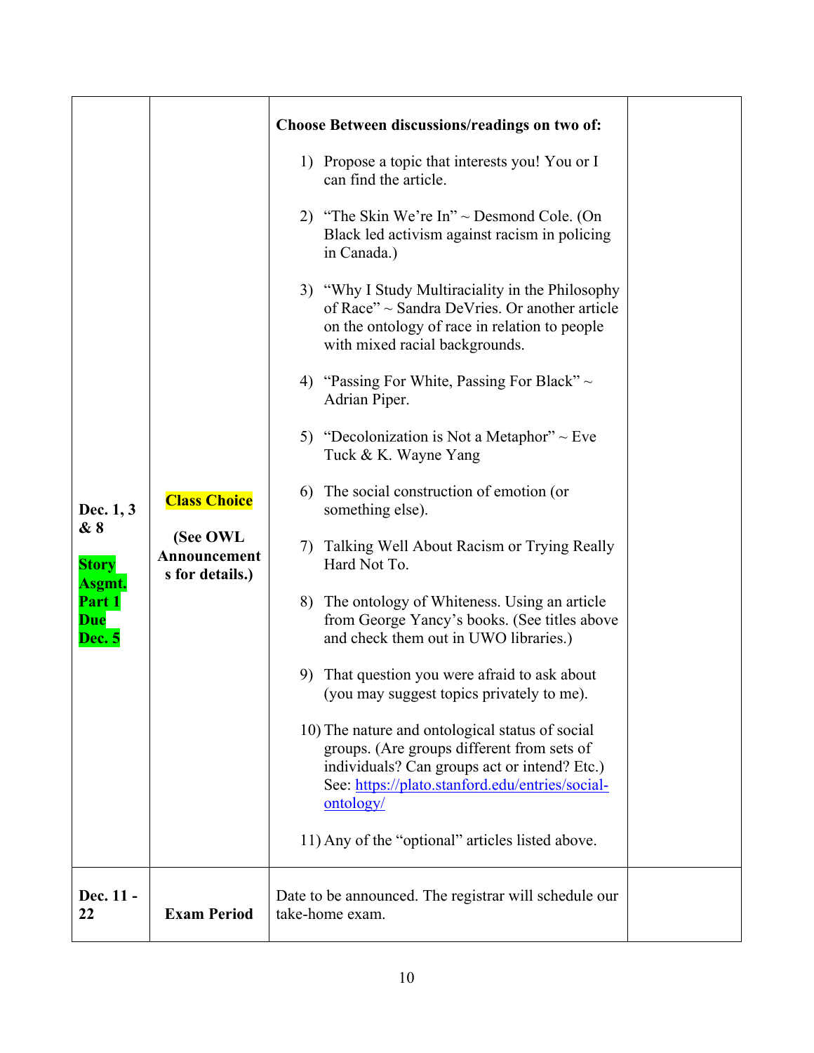| | | | |
|---|---|---|---|
| **Dec. 1, 3 & 8**<br><br>**Story Asgmt. Part 1 Due Dec. 5** | **Class Choice**<br><br>**(See OWL Announcements for details.)** | **Choose Between discussions/readings on two of:**<br><br>1) Propose a topic that interests you! You or I can find the article.<br><br>2) "The Skin We're In" ~ Desmond Cole. (On Black led activism against racism in policing in Canada.)<br><br>3) "Why I Study Multiraciality in the Philosophy of Race" ~ Sandra DeVries. Or another article on the ontology of race in relation to people with mixed racial backgrounds.<br><br>4) "Passing For White, Passing For Black" ~ Adrian Piper.<br><br>5) "Decolonization is Not a Metaphor" ~ Eve Tuck & K. Wayne Yang<br><br>6) The social construction of emotion (or something else).<br><br>7) Talking Well About Racism or Trying Really Hard Not To.<br><br>8) The ontology of Whiteness. Using an article from George Yancy's books. (See titles above and check them out in UWO libraries.)<br><br>9) That question you were afraid to ask about (you may suggest topics privately to me).<br><br>10) The nature and ontological status of social groups. (Are groups different from sets of individuals? Can groups act or intend? Etc.) See: https://plato.stanford.edu/entries/social-ontology/<br><br>11) Any of the "optional" articles listed above. | |
| **Dec. 11 - 22** | **Exam Period** | Date to be announced. The registrar will schedule our take-home exam. | |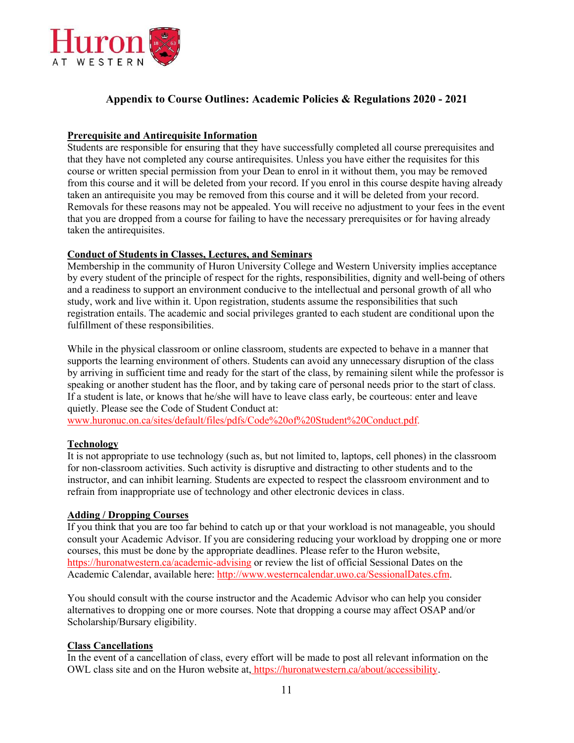# Appendix to Course Outlines: Academic Policies & Regulations 2020 - 2021

## Prerequisite and Antirequisite Information

Students are responsible for ensuring that they have successfully completed all course prerequisites and that they have not completed any course antirequisites. Unless you have either the requisites for this course or written special permission from your Dean to enrol in it without them, you may be removed from this course and it will be deleted from your record. If you enrol in this course despite having already taken an antirequisite you may be removed from this course and it will be deleted from your record. Removals for these reasons may not be appealed. You will receive no adjustment to your fees in the event that you are dropped from a course for failing to have the necessary prerequisites or for having already taken the antirequisites.

## Conduct of Students in Classes, Lectures, and Seminars

Membership in the community of Huron University College and Western University implies acceptance by every student of the principle of respect for the rights, responsibilities, dignity and well-being of others and a readiness to support an environment conducive to the intellectual and personal growth of all who study, work and live within it. Upon registration, students assume the responsibilities that such registration entails. The academic and social privileges granted to each student are conditional upon the fulfillment of these responsibilities.

While in the physical classroom or online classroom, students are expected to behave in a manner that supports the learning environment of others. Students can avoid any unnecessary disruption of the class by arriving in sufficient time and ready for the start of the class, by remaining silent while the professor is speaking or another student has the floor, and by taking care of personal needs prior to the start of class. If a student is late, or knows that he/she will have to leave class early, be courteous: enter and leave quietly. Please see the Code of Student Conduct at: www.huronuc.on.ca/sites/default/files/pdfs/Code%20of%20Student%20Conduct.pdf.

## Technology

It is not appropriate to use technology (such as, but not limited to, laptops, cell phones) in the classroom for non-classroom activities. Such activity is disruptive and distracting to other students and to the instructor, and can inhibit learning. Students are expected to respect the classroom environment and to refrain from inappropriate use of technology and other electronic devices in class.

## Adding / Dropping Courses

If you think that you are too far behind to catch up or that your workload is not manageable, you should consult your Academic Advisor. If you are considering reducing your workload by dropping one or more courses, this must be done by the appropriate deadlines. Please refer to the Huron website, https://huronatwestern.ca/academic-advising or review the list of official Sessional Dates on the Academic Calendar, available here: http://www.westerncalendar.uwo.ca/SessionalDates.cfm.

You should consult with the course instructor and the Academic Advisor who can help you consider alternatives to dropping one or more courses. Note that dropping a course may affect OSAP and/or Scholarship/Bursary eligibility.

## Class Cancellations

In the event of a cancellation of class, every effort will be made to post all relevant information on the OWL class site and on the Huron website at, https://huronatwestern.ca/about/accessibility.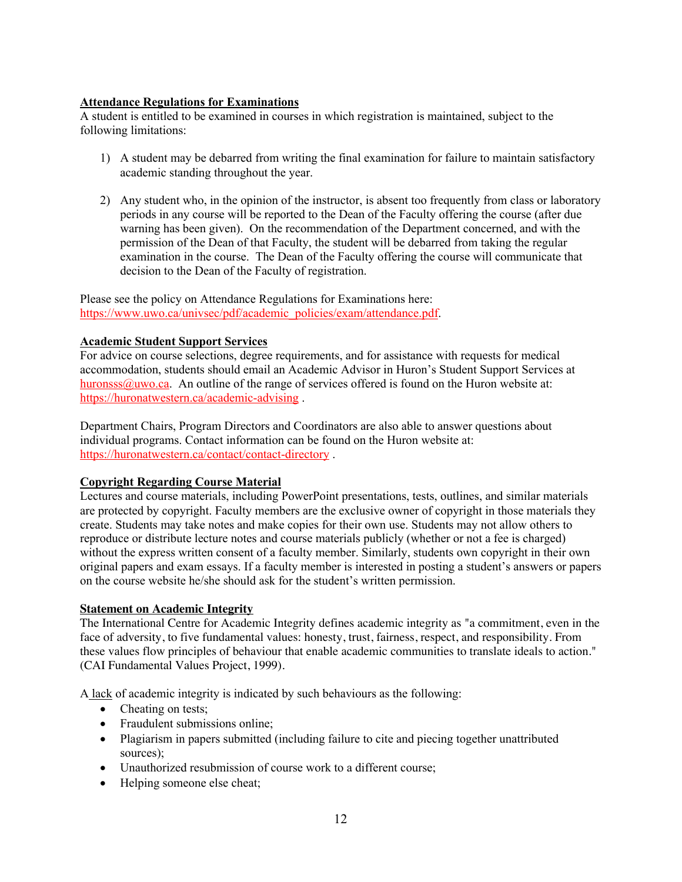**Attendance Regulations for Examinations**

A student is entitled to be examined in courses in which registration is maintained, subject to the following limitations:

1) A student may be debarred from writing the final examination for failure to maintain satisfactory academic standing throughout the year.

2) Any student who, in the opinion of the instructor, is absent too frequently from class or laboratory periods in any course will be reported to the Dean of the Faculty offering the course (after due warning has been given). On the recommendation of the Department concerned, and with the permission of the Dean of that Faculty, the student will be debarred from taking the regular examination in the course. The Dean of the Faculty offering the course will communicate that decision to the Dean of the Faculty of registration.

Please see the policy on Attendance Regulations for Examinations here: https://www.uwo.ca/univsec/pdf/academic_policies/exam/attendance.pdf.

**Academic Student Support Services**

For advice on course selections, degree requirements, and for assistance with requests for medical accommodation, students should email an Academic Advisor in Huron's Student Support Services at huronsss@uwo.ca. An outline of the range of services offered is found on the Huron website at: https://huronatwestern.ca/academic-advising .

Department Chairs, Program Directors and Coordinators are also able to answer questions about individual programs. Contact information can be found on the Huron website at: https://huronatwestern.ca/contact/contact-directory .

**Copyright Regarding Course Material**

Lectures and course materials, including PowerPoint presentations, tests, outlines, and similar materials are protected by copyright. Faculty members are the exclusive owner of copyright in those materials they create. Students may take notes and make copies for their own use. Students may not allow others to reproduce or distribute lecture notes and course materials publicly (whether or not a fee is charged) without the express written consent of a faculty member. Similarly, students own copyright in their own original papers and exam essays. If a faculty member is interested in posting a student's answers or papers on the course website he/she should ask for the student's written permission.

**Statement on Academic Integrity**

The International Centre for Academic Integrity defines academic integrity as "a commitment, even in the face of adversity, to five fundamental values: honesty, trust, fairness, respect, and responsibility. From these values flow principles of behaviour that enable academic communities to translate ideals to action." (CAI Fundamental Values Project, 1999).

A lack of academic integrity is indicated by such behaviours as the following:

- Cheating on tests;
- Fraudulent submissions online;
- Plagiarism in papers submitted (including failure to cite and piecing together unattributed sources);
- Unauthorized resubmission of course work to a different course;
- Helping someone else cheat;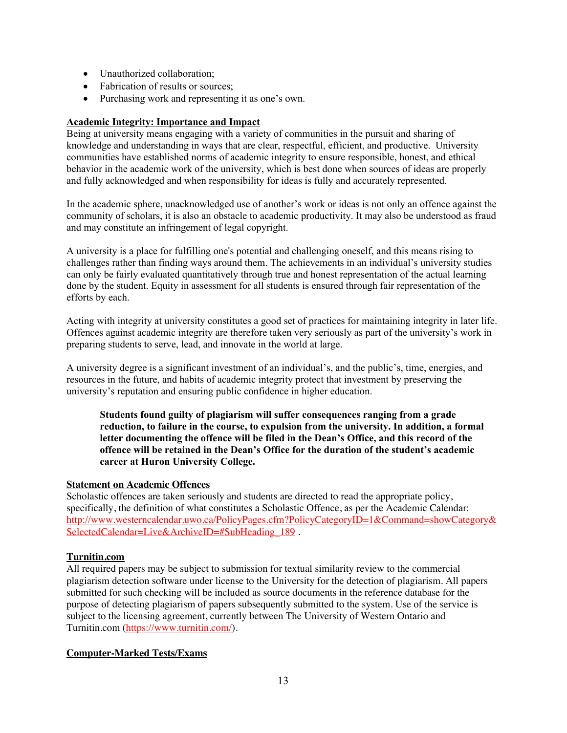- Unauthorized collaboration;
- Fabrication of results or sources;
- Purchasing work and representing it as one's own.

**Academic Integrity: Importance and Impact**

Being at university means engaging with a variety of communities in the pursuit and sharing of knowledge and understanding in ways that are clear, respectful, efficient, and productive. University communities have established norms of academic integrity to ensure responsible, honest, and ethical behavior in the academic work of the university, which is best done when sources of ideas are properly and fully acknowledged and when responsibility for ideas is fully and accurately represented.

In the academic sphere, unacknowledged use of another's work or ideas is not only an offence against the community of scholars, it is also an obstacle to academic productivity. It may also be understood as fraud and may constitute an infringement of legal copyright.

A university is a place for fulfilling one's potential and challenging oneself, and this means rising to challenges rather than finding ways around them. The achievements in an individual's university studies can only be fairly evaluated quantitatively through true and honest representation of the actual learning done by the student. Equity in assessment for all students is ensured through fair representation of the efforts by each.

Acting with integrity at university constitutes a good set of practices for maintaining integrity in later life. Offences against academic integrity are therefore taken very seriously as part of the university's work in preparing students to serve, lead, and innovate in the world at large.

A university degree is a significant investment of an individual's, and the public's, time, energies, and resources in the future, and habits of academic integrity protect that investment by preserving the university's reputation and ensuring public confidence in higher education.

> **Students found guilty of plagiarism will suffer consequences ranging from a grade reduction, to failure in the course, to expulsion from the university. In addition, a formal letter documenting the offence will be filed in the Dean's Office, and this record of the offence will be retained in the Dean's Office for the duration of the student's academic career at Huron University College.**

**Statement on Academic Offences**

Scholastic offences are taken seriously and students are directed to read the appropriate policy, specifically, the definition of what constitutes a Scholastic Offence, as per the Academic Calendar: http://www.westerncalendar.uwo.ca/PolicyPages.cfm?PolicyCategoryID=1&Command=showCategory&SelectedCalendar=Live&ArchiveID=#SubHeading_189 .

**Turnitin.com**

All required papers may be subject to submission for textual similarity review to the commercial plagiarism detection software under license to the University for the detection of plagiarism. All papers submitted for such checking will be included as source documents in the reference database for the purpose of detecting plagiarism of papers subsequently submitted to the system. Use of the service is subject to the licensing agreement, currently between The University of Western Ontario and Turnitin.com (https://www.turnitin.com/).

**Computer-Marked Tests/Exams**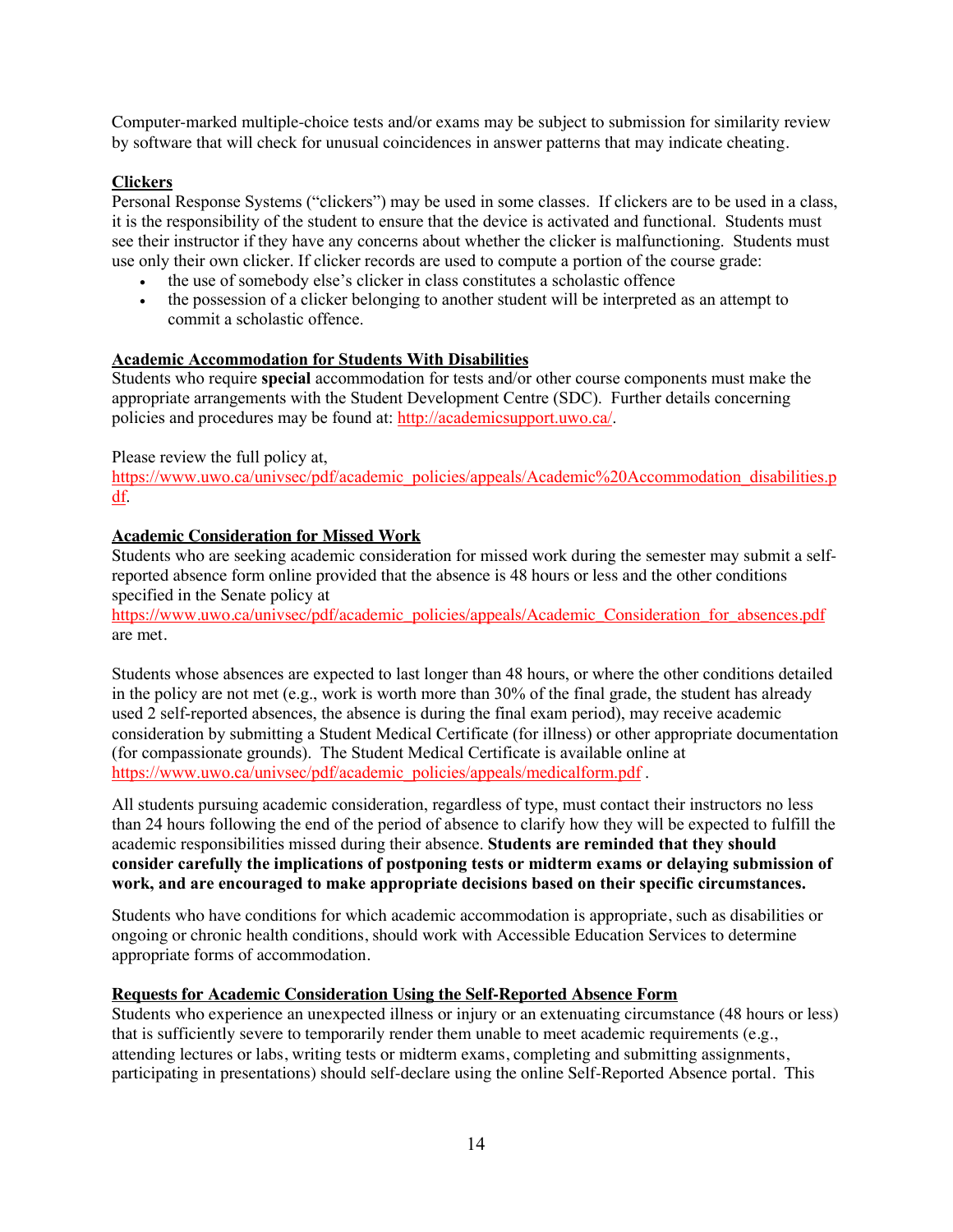Computer-marked multiple-choice tests and/or exams may be subject to submission for similarity review by software that will check for unusual coincidences in answer patterns that may indicate cheating.

**Clickers**

Personal Response Systems ("clickers") may be used in some classes. If clickers are to be used in a class, it is the responsibility of the student to ensure that the device is activated and functional. Students must see their instructor if they have any concerns about whether the clicker is malfunctioning. Students must use only their own clicker. If clicker records are used to compute a portion of the course grade:

- the use of somebody else's clicker in class constitutes a scholastic offence
- the possession of a clicker belonging to another student will be interpreted as an attempt to commit a scholastic offence.

**Academic Accommodation for Students With Disabilities**

Students who require **special** accommodation for tests and/or other course components must make the appropriate arrangements with the Student Development Centre (SDC). Further details concerning policies and procedures may be found at: http://academicsupport.uwo.ca/.

Please review the full policy at, https://www.uwo.ca/univsec/pdf/academic_policies/appeals/Academic%20Accommodation_disabilities.pdf.

**Academic Consideration for Missed Work**

Students who are seeking academic consideration for missed work during the semester may submit a self-reported absence form online provided that the absence is 48 hours or less and the other conditions specified in the Senate policy at https://www.uwo.ca/univsec/pdf/academic_policies/appeals/Academic_Consideration_for_absences.pdf are met.

Students whose absences are expected to last longer than 48 hours, or where the other conditions detailed in the policy are not met (e.g., work is worth more than 30% of the final grade, the student has already used 2 self-reported absences, the absence is during the final exam period), may receive academic consideration by submitting a Student Medical Certificate (for illness) or other appropriate documentation (for compassionate grounds). The Student Medical Certificate is available online at https://www.uwo.ca/univsec/pdf/academic_policies/appeals/medicalform.pdf .

All students pursuing academic consideration, regardless of type, must contact their instructors no less than 24 hours following the end of the period of absence to clarify how they will be expected to fulfill the academic responsibilities missed during their absence. **Students are reminded that they should consider carefully the implications of postponing tests or midterm exams or delaying submission of work, and are encouraged to make appropriate decisions based on their specific circumstances.**

Students who have conditions for which academic accommodation is appropriate, such as disabilities or ongoing or chronic health conditions, should work with Accessible Education Services to determine appropriate forms of accommodation.

**Requests for Academic Consideration Using the Self-Reported Absence Form**

Students who experience an unexpected illness or injury or an extenuating circumstance (48 hours or less) that is sufficiently severe to temporarily render them unable to meet academic requirements (e.g., attending lectures or labs, writing tests or midterm exams, completing and submitting assignments, participating in presentations) should self-declare using the online Self-Reported Absence portal. This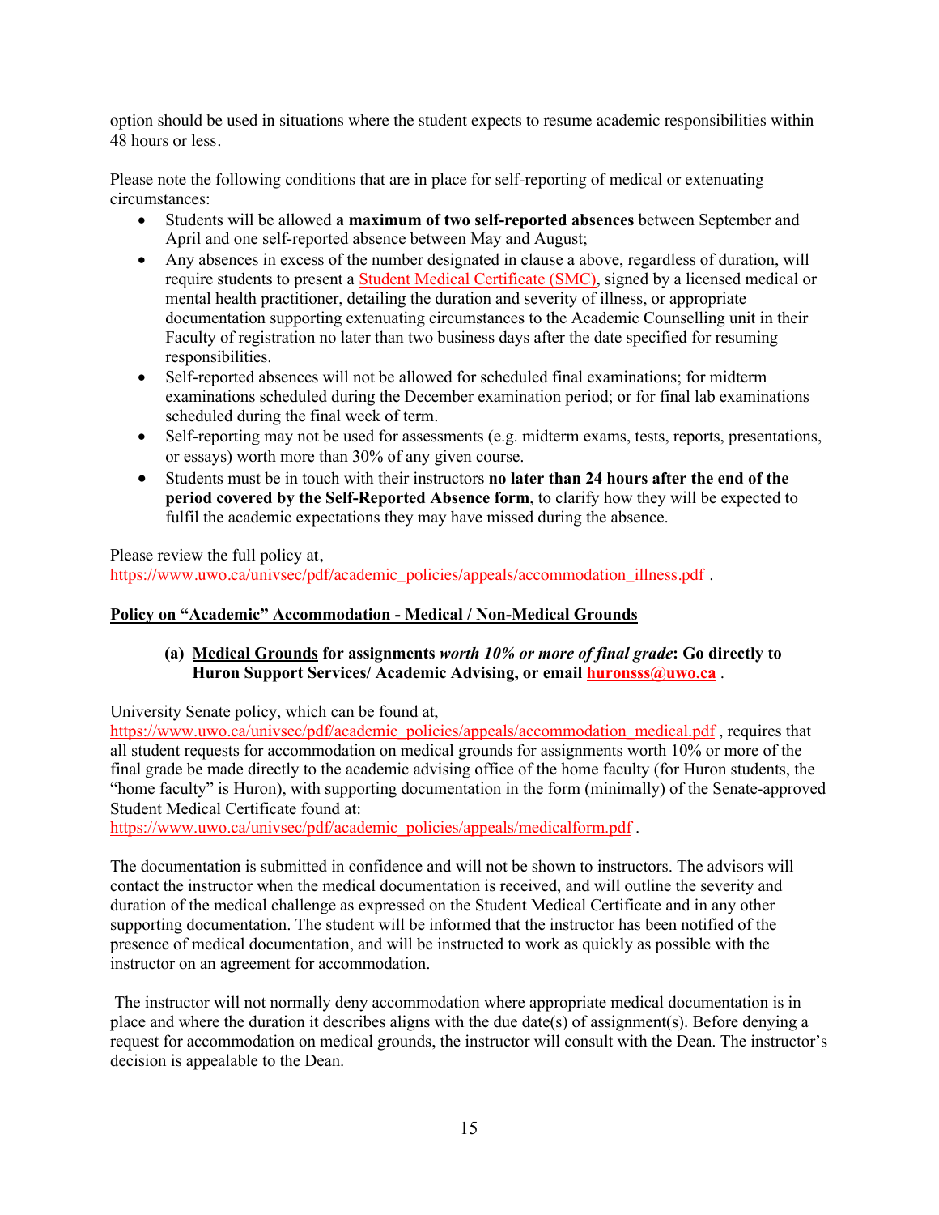option should be used in situations where the student expects to resume academic responsibilities within 48 hours or less.

Please note the following conditions that are in place for self-reporting of medical or extenuating circumstances:

- Students will be allowed **a maximum of two self-reported absences** between September and April and one self-reported absence between May and August;
- Any absences in excess of the number designated in clause a above, regardless of duration, will require students to present a [Student Medical Certificate (SMC)](https://www.uwo.ca/univsec/pdf/academic_policies/appeals/medicalform.pdf), signed by a licensed medical or mental health practitioner, detailing the duration and severity of illness, or appropriate documentation supporting extenuating circumstances to the Academic Counselling unit in their Faculty of registration no later than two business days after the date specified for resuming responsibilities.
- Self-reported absences will not be allowed for scheduled final examinations; for midterm examinations scheduled during the December examination period; or for final lab examinations scheduled during the final week of term.
- Self-reporting may not be used for assessments (e.g. midterm exams, tests, reports, presentations, or essays) worth more than 30% of any given course.
- Students must be in touch with their instructors **no later than 24 hours after the end of the period covered by the Self-Reported Absence form**, to clarify how they will be expected to fulfil the academic expectations they may have missed during the absence.

Please review the full policy at,
https://www.uwo.ca/univsec/pdf/academic_policies/appeals/accommodation_illness.pdf .

## Policy on "Academic" Accommodation - Medical / Non-Medical Grounds

**(a) Medical Grounds for assignments *worth 10% or more of final grade*: Go directly to Huron Support Services/ Academic Advising, or email huronsss@uwo.ca .**

University Senate policy, which can be found at,
https://www.uwo.ca/univsec/pdf/academic_policies/appeals/accommodation_medical.pdf , requires that all student requests for accommodation on medical grounds for assignments worth 10% or more of the final grade be made directly to the academic advising office of the home faculty (for Huron students, the "home faculty" is Huron), with supporting documentation in the form (minimally) of the Senate-approved Student Medical Certificate found at:
https://www.uwo.ca/univsec/pdf/academic_policies/appeals/medicalform.pdf .

The documentation is submitted in confidence and will not be shown to instructors. The advisors will contact the instructor when the medical documentation is received, and will outline the severity and duration of the medical challenge as expressed on the Student Medical Certificate and in any other supporting documentation. The student will be informed that the instructor has been notified of the presence of medical documentation, and will be instructed to work as quickly as possible with the instructor on an agreement for accommodation.

The instructor will not normally deny accommodation where appropriate medical documentation is in place and where the duration it describes aligns with the due date(s) of assignment(s). Before denying a request for accommodation on medical grounds, the instructor will consult with the Dean. The instructor's decision is appealable to the Dean.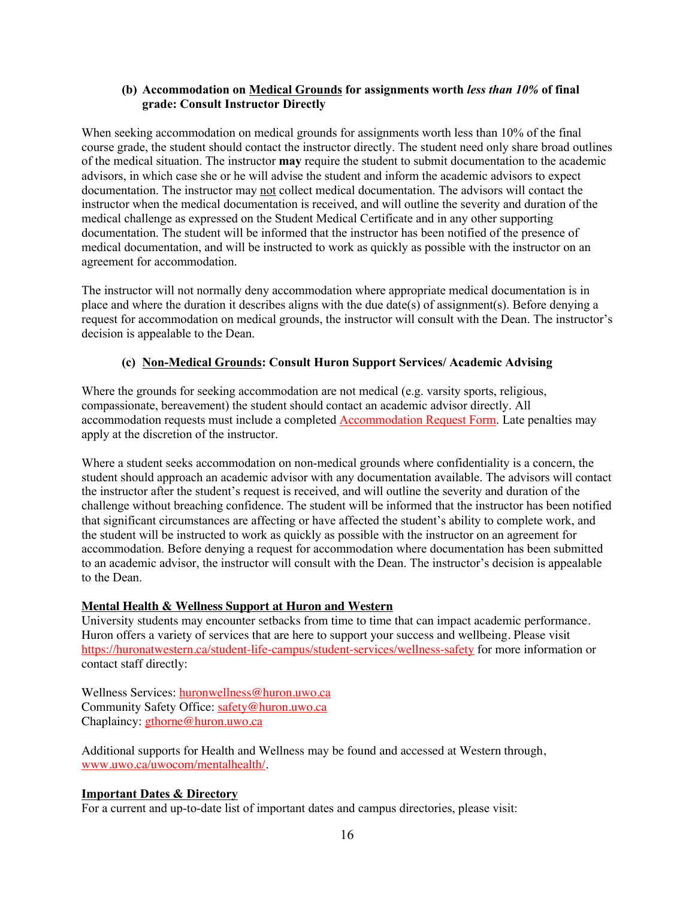#### (b) Accommodation on Medical Grounds for assignments worth *less than 10%* of final grade: Consult Instructor Directly

When seeking accommodation on medical grounds for assignments worth less than 10% of the final course grade, the student should contact the instructor directly. The student need only share broad outlines of the medical situation. The instructor **may** require the student to submit documentation to the academic advisors, in which case she or he will advise the student and inform the academic advisors to expect documentation. The instructor may not collect medical documentation. The advisors will contact the instructor when the medical documentation is received, and will outline the severity and duration of the medical challenge as expressed on the Student Medical Certificate and in any other supporting documentation. The student will be informed that the instructor has been notified of the presence of medical documentation, and will be instructed to work as quickly as possible with the instructor on an agreement for accommodation.

The instructor will not normally deny accommodation where appropriate medical documentation is in place and where the duration it describes aligns with the due date(s) of assignment(s). Before denying a request for accommodation on medical grounds, the instructor will consult with the Dean. The instructor's decision is appealable to the Dean.

#### (c) Non-Medical Grounds: Consult Huron Support Services/ Academic Advising

Where the grounds for seeking accommodation are not medical (e.g. varsity sports, religious, compassionate, bereavement) the student should contact an academic advisor directly. All accommodation requests must include a completed Accommodation Request Form. Late penalties may apply at the discretion of the instructor.

Where a student seeks accommodation on non-medical grounds where confidentiality is a concern, the student should approach an academic advisor with any documentation available. The advisors will contact the instructor after the student's request is received, and will outline the severity and duration of the challenge without breaching confidence. The student will be informed that the instructor has been notified that significant circumstances are affecting or have affected the student's ability to complete work, and the student will be instructed to work as quickly as possible with the instructor on an agreement for accommodation. Before denying a request for accommodation where documentation has been submitted to an academic advisor, the instructor will consult with the Dean. The instructor's decision is appealable to the Dean.

### Mental Health & Wellness Support at Huron and Western

University students may encounter setbacks from time to time that can impact academic performance. Huron offers a variety of services that are here to support your success and wellbeing. Please visit https://huronatwestern.ca/student-life-campus/student-services/wellness-safety for more information or contact staff directly:

Wellness Services: huronwellness@huron.uwo.ca
Community Safety Office: safety@huron.uwo.ca
Chaplaincy: gthorne@huron.uwo.ca

Additional supports for Health and Wellness may be found and accessed at Western through, www.uwo.ca/uwocom/mentalhealth/.

### Important Dates & Directory

For a current and up-to-date list of important dates and campus directories, please visit: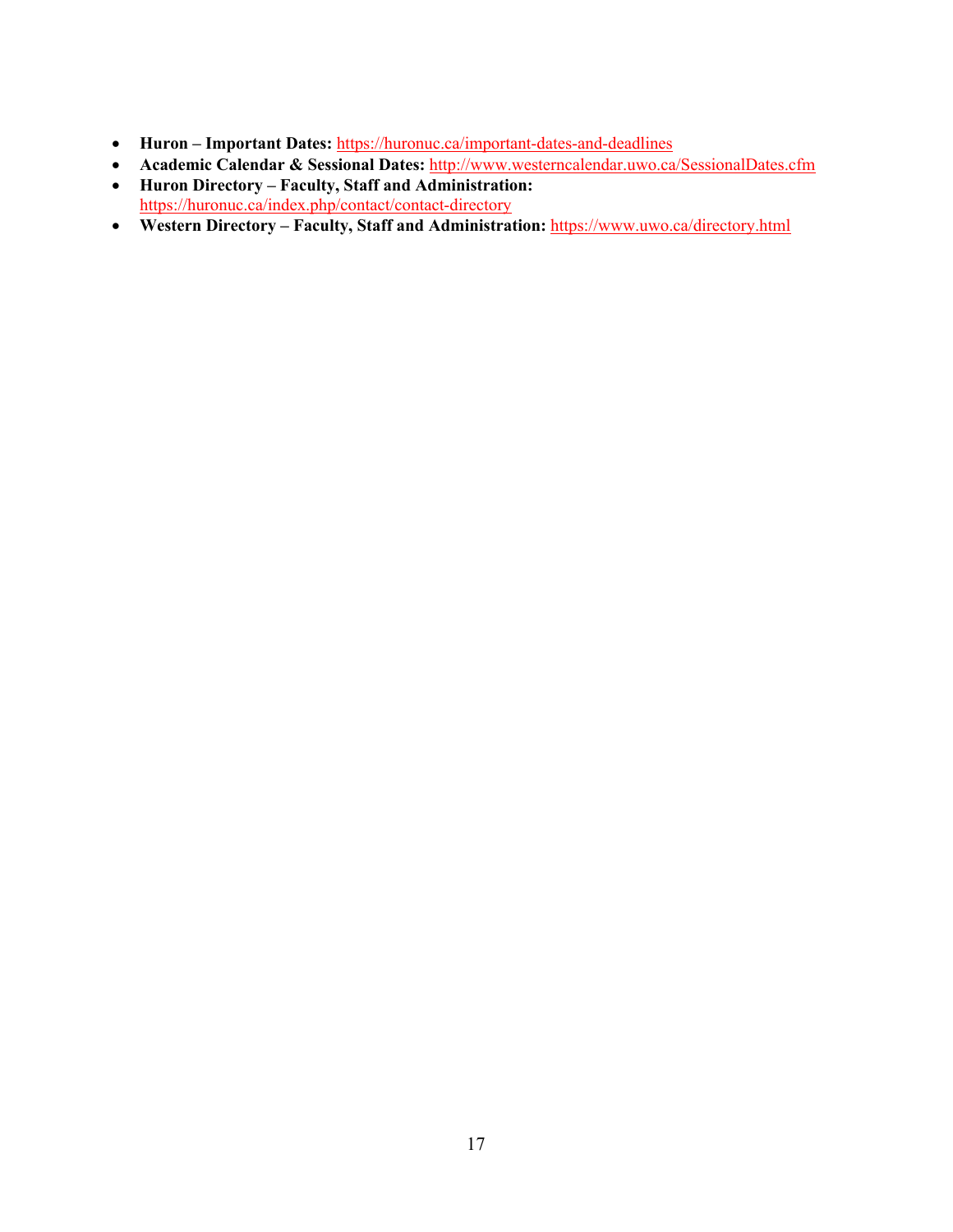- **Huron – Important Dates:** https://huronuc.ca/important-dates-and-deadlines
- **Academic Calendar & Sessional Dates:** http://www.westerncalendar.uwo.ca/SessionalDates.cfm
- **Huron Directory – Faculty, Staff and Administration:** https://huronuc.ca/index.php/contact/contact-directory
- **Western Directory – Faculty, Staff and Administration:** https://www.uwo.ca/directory.html